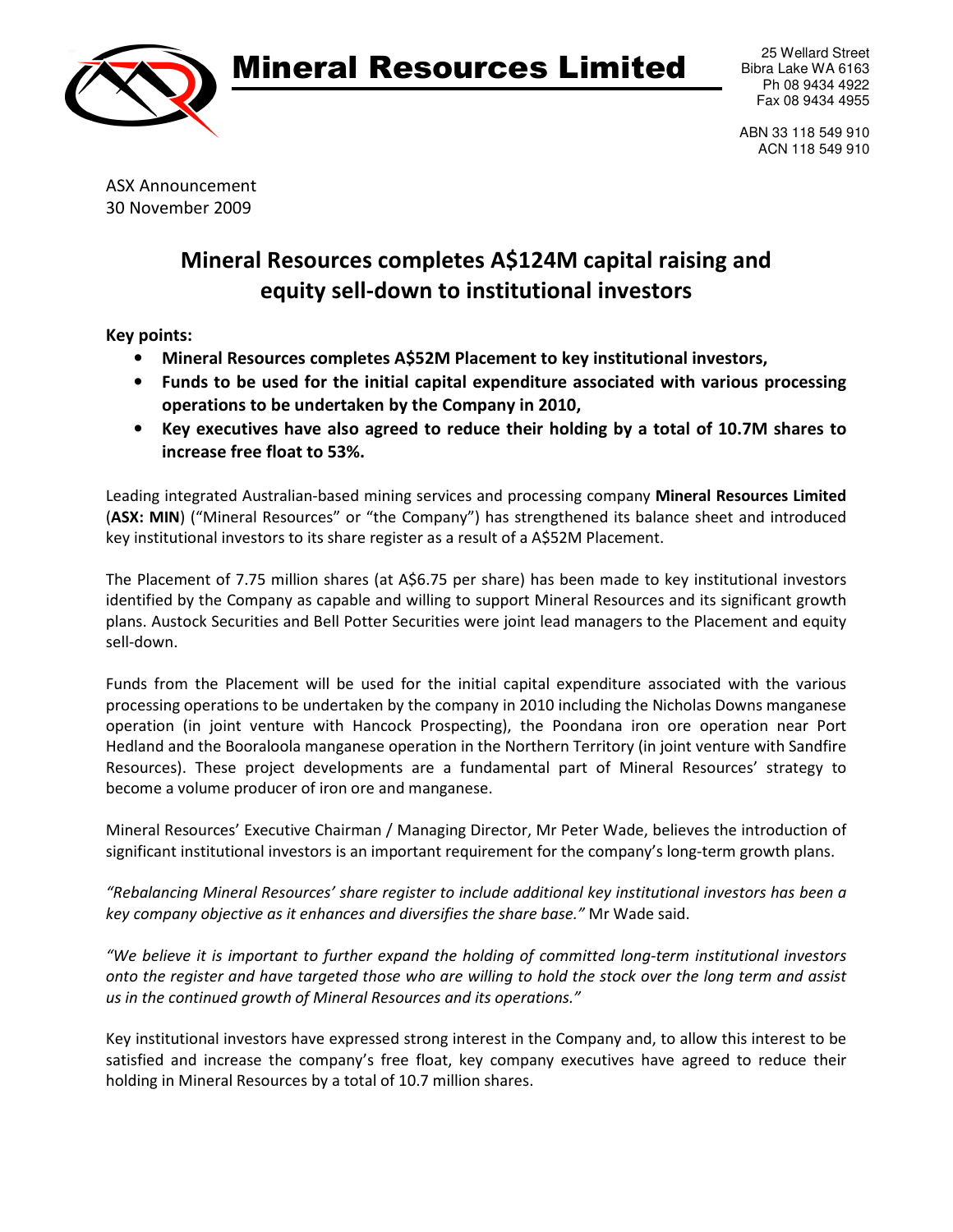# Mineral Resources Limited

25 Wellard Street
Bibra Lake WA 6163
Ph 08 9434 4922
Fax 08 9434 4955

ABN 33 118 549 910
ACN 118 549 910

ASX Announcement
30 November 2009

## Mineral Resources completes A$124M capital raising and equity sell-down to institutional investors

**Key points:**

- **Mineral Resources completes A$52M Placement to key institutional investors,**
- **Funds to be used for the initial capital expenditure associated with various processing operations to be undertaken by the Company in 2010,**
- **Key executives have also agreed to reduce their holding by a total of 10.7M shares to increase free float to 53%.**

Leading integrated Australian-based mining services and processing company **Mineral Resources Limited** (**ASX: MIN**) ("Mineral Resources" or "the Company") has strengthened its balance sheet and introduced key institutional investors to its share register as a result of a A$52M Placement.

The Placement of 7.75 million shares (at A$6.75 per share) has been made to key institutional investors identified by the Company as capable and willing to support Mineral Resources and its significant growth plans. Austock Securities and Bell Potter Securities were joint lead managers to the Placement and equity sell-down.

Funds from the Placement will be used for the initial capital expenditure associated with the various processing operations to be undertaken by the company in 2010 including the Nicholas Downs manganese operation (in joint venture with Hancock Prospecting), the Poondana iron ore operation near Port Hedland and the Booraloola manganese operation in the Northern Territory (in joint venture with Sandfire Resources). These project developments are a fundamental part of Mineral Resources' strategy to become a volume producer of iron ore and manganese.

Mineral Resources' Executive Chairman / Managing Director, Mr Peter Wade, believes the introduction of significant institutional investors is an important requirement for the company's long-term growth plans.

*"Rebalancing Mineral Resources' share register to include additional key institutional investors has been a key company objective as it enhances and diversifies the share base."* Mr Wade said.

*"We believe it is important to further expand the holding of committed long-term institutional investors onto the register and have targeted those who are willing to hold the stock over the long term and assist us in the continued growth of Mineral Resources and its operations."*

Key institutional investors have expressed strong interest in the Company and, to allow this interest to be satisfied and increase the company's free float, key company executives have agreed to reduce their holding in Mineral Resources by a total of 10.7 million shares.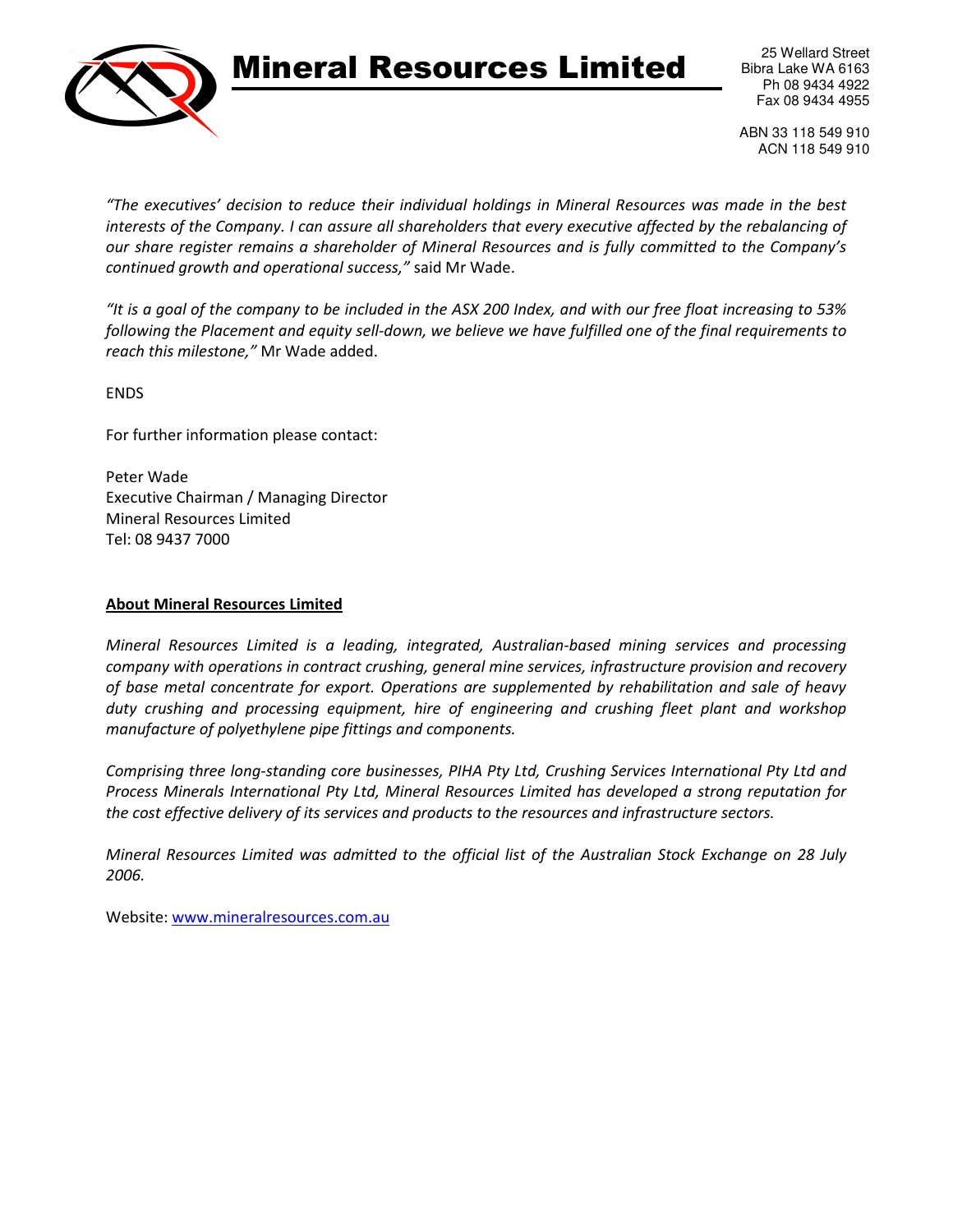*"The executives' decision to reduce their individual holdings in Mineral Resources was made in the best interests of the Company. I can assure all shareholders that every executive affected by the rebalancing of our share register remains a shareholder of Mineral Resources and is fully committed to the Company's continued growth and operational success,"* said Mr Wade.

*"It is a goal of the company to be included in the ASX 200 Index, and with our free float increasing to 53% following the Placement and equity sell-down, we believe we have fulfilled one of the final requirements to reach this milestone,"* Mr Wade added.

ENDS

For further information please contact:

Peter Wade
Executive Chairman / Managing Director
Mineral Resources Limited
Tel: 08 9437 7000

**About Mineral Resources Limited**

*Mineral Resources Limited is a leading, integrated, Australian-based mining services and processing company with operations in contract crushing, general mine services, infrastructure provision and recovery of base metal concentrate for export. Operations are supplemented by rehabilitation and sale of heavy duty crushing and processing equipment, hire of engineering and crushing fleet plant and workshop manufacture of polyethylene pipe fittings and components.*

*Comprising three long-standing core businesses, PIHA Pty Ltd, Crushing Services International Pty Ltd and Process Minerals International Pty Ltd, Mineral Resources Limited has developed a strong reputation for the cost effective delivery of its services and products to the resources and infrastructure sectors.*

*Mineral Resources Limited was admitted to the official list of the Australian Stock Exchange on 28 July 2006.*

Website: www.mineralresources.com.au